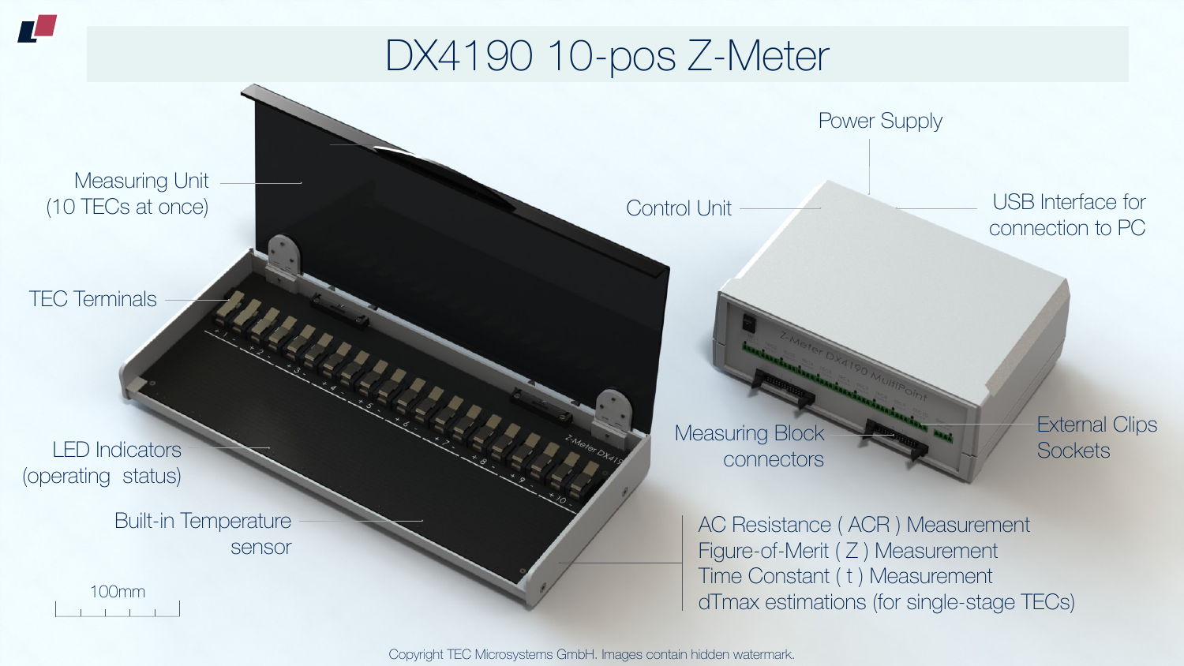# DX4190 10-pos Z-Meter

Measuring Unit
(10 TECs at once)

TEC Terminals

LED Indicators
(operating status)

Built-in Temperature
sensor

100mm

Power Supply

Control Unit

USB Interface for
connection to PC

Measuring Block
connectors

External Clips
Sockets

AC Resistance ( ACR ) Measurement
Figure-of-Merit ( Z ) Measurement
Time Constant ( t ) Measurement
dTmax estimations (for single-stage TECs)

Copyright TEC Microsystems GmbH. Images contain hidden watermark.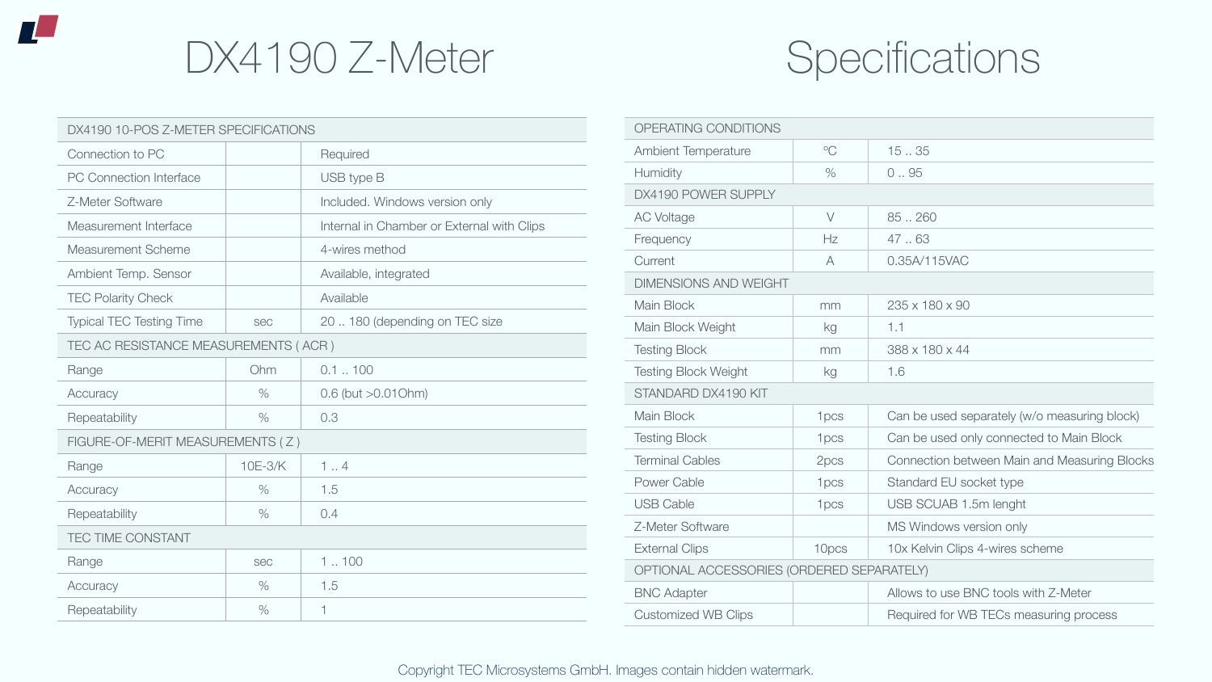# DX4190 Z-Meter

# Specifications

| DX4190 10-POS Z-METER SPECIFICATIONS | | |
|---|---|---|
| Connection to PC | | Required |
| PC Connection Interface | | USB type B |
| Z-Meter Software | | Included. Windows version only |
| Measurement Interface | | Internal in Chamber or External with Clips |
| Measurement Scheme | | 4-wires method |
| Ambient Temp. Sensor | | Available, integrated |
| TEC Polarity Check | | Available |
| Typical TEC Testing Time | sec | 20 .. 180 (depending on TEC size |
| TEC AC RESISTANCE MEASUREMENTS ( ACR ) | | |
| Range | Ohm | 0.1 .. 100 |
| Accuracy | % | 0.6 (but >0.01Ohm) |
| Repeatability | % | 0.3 |
| FIGURE-OF-MERIT MEASUREMENTS ( Z ) | | |
| Range | 10E-3/K | 1 .. 4 |
| Accuracy | % | 1.5 |
| Repeatability | % | 0.4 |
| TEC TIME CONSTANT | | |
| Range | sec | 1 .. 100 |
| Accuracy | % | 1.5 |
| Repeatability | % | 1 |

| OPERATING CONDITIONS | | |
|---|---|---|
| Ambient Temperature | ºC | 15 .. 35 |
| Humidity | % | 0 .. 95 |
| DX4190 POWER SUPPLY | | |
| AC Voltage | V | 85 .. 260 |
| Frequency | Hz | 47 .. 63 |
| Current | A | 0.35A/115VAC |
| DIMENSIONS AND WEIGHT | | |
| Main Block | mm | 235 x 180 x 90 |
| Main Block Weight | kg | 1.1 |
| Testing Block | mm | 388 x 180 x 44 |
| Testing Block Weight | kg | 1.6 |
| STANDARD DX4190 KIT | | |
| Main Block | 1pcs | Can be used separately (w/o measuring block) |
| Testing Block | 1pcs | Can be used only connected to Main Block |
| Terminal Cables | 2pcs | Connection between Main and Measuring Blocks |
| Power Cable | 1pcs | Standard EU socket type |
| USB Cable | 1pcs | USB SCUAB 1.5m lenght |
| Z-Meter Software | | MS Windows version only |
| External Clips | 10pcs | 10x Kelvin Clips 4-wires scheme |
| OPTIONAL ACCESSORIES (ORDERED SEPARATELY) | | |
| BNC Adapter | | Allows to use BNC tools with Z-Meter |
| Customized WB Clips | | Required for WB TECs measuring process |

Copyright TEC Microsystems GmbH. Images contain hidden watermark.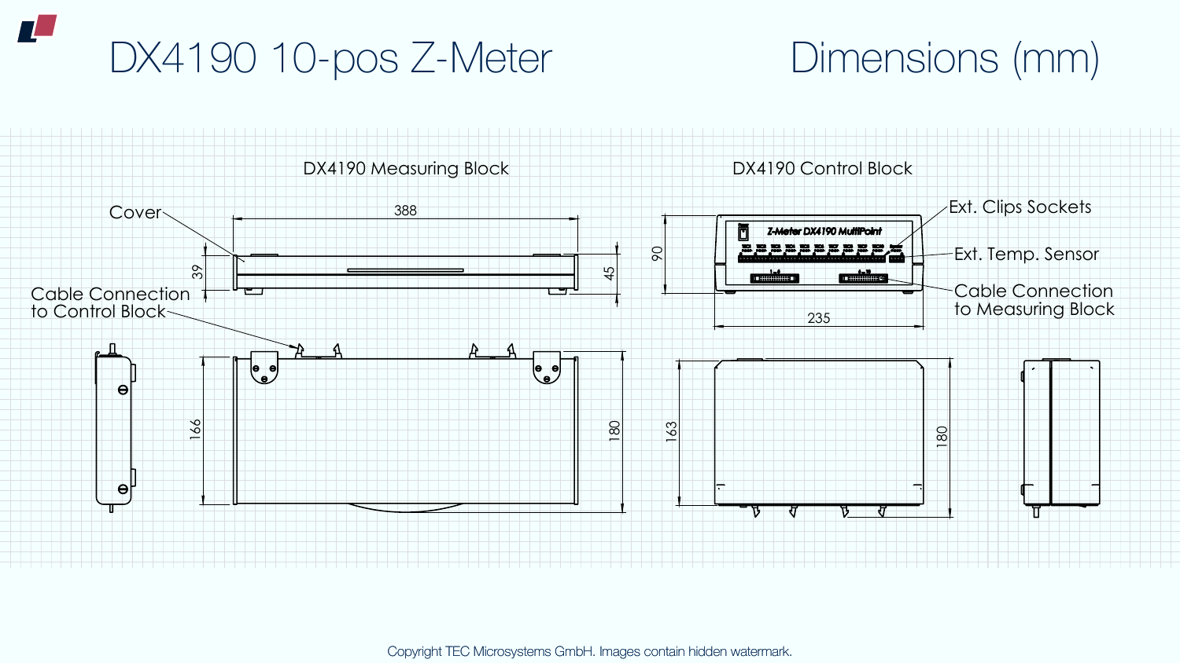# DX4190 10-pos Z-Meter

# Dimensions (mm)

DX4190 Measuring Block

Cover

388

39

45

Cable Connection to Control Block

166

180

DX4190 Control Block

Ext. Clips Sockets

Ext. Temp. Sensor

Cable Connection to Measuring Block

Z-Meter DX4190 MultiPoint

90

235

163

180

Copyright TEC Microsystems GmbH. Images contain hidden watermark.